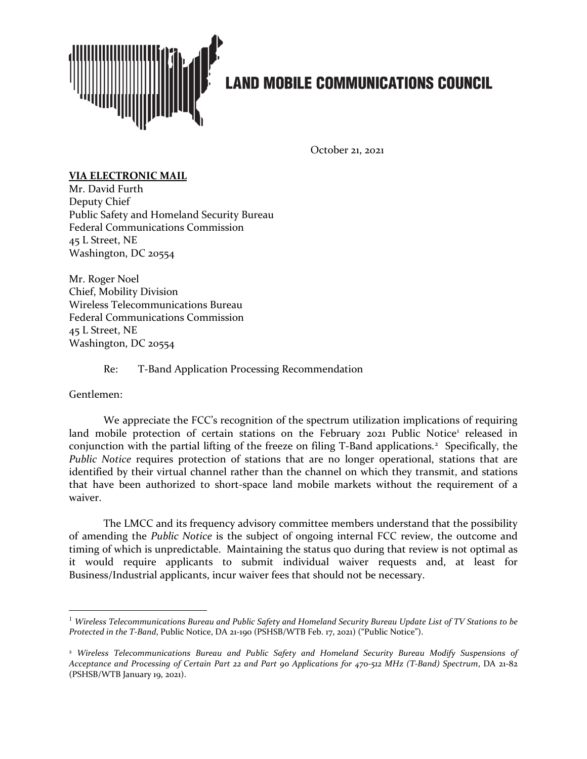# LAND MOBILE COMMUNICATIONS COUNCIL

October 21, 2021

**VIA ELECTRONIC MAIL**
Mr. David Furth
Deputy Chief
Public Safety and Homeland Security Bureau
Federal Communications Commission
45 L Street, NE
Washington, DC 20554

Mr. Roger Noel
Chief, Mobility Division
Wireless Telecommunications Bureau
Federal Communications Commission
45 L Street, NE
Washington, DC 20554

Re: T-Band Application Processing Recommendation

Gentlemen:

We appreciate the FCC's recognition of the spectrum utilization implications of requiring land mobile protection of certain stations on the February 2021 Public Notice[1] released in conjunction with the partial lifting of the freeze on filing T-Band applications.[2] Specifically, the *Public Notice* requires protection of stations that are no longer operational, stations that are identified by their virtual channel rather than the channel on which they transmit, and stations that have been authorized to short-space land mobile markets without the requirement of a waiver.

The LMCC and its frequency advisory committee members understand that the possibility of amending the *Public Notice* is the subject of ongoing internal FCC review, the outcome and timing of which is unpredictable. Maintaining the status quo during that review is not optimal as it would require applicants to submit individual waiver requests and, at least for Business/Industrial applicants, incur waiver fees that should not be necessary.

---

[1] *Wireless Telecommunications Bureau and Public Safety and Homeland Security Bureau Update List of TV Stations to be Protected in the T-Band*, Public Notice, DA 21-190 (PSHSB/WTB Feb. 17, 2021) ("Public Notice").

[2] *Wireless Telecommunications Bureau and Public Safety and Homeland Security Bureau Modify Suspensions of Acceptance and Processing of Certain Part 22 and Part 90 Applications for 470-512 MHz (T-Band) Spectrum*, DA 21-82 (PSHSB/WTB January 19, 2021).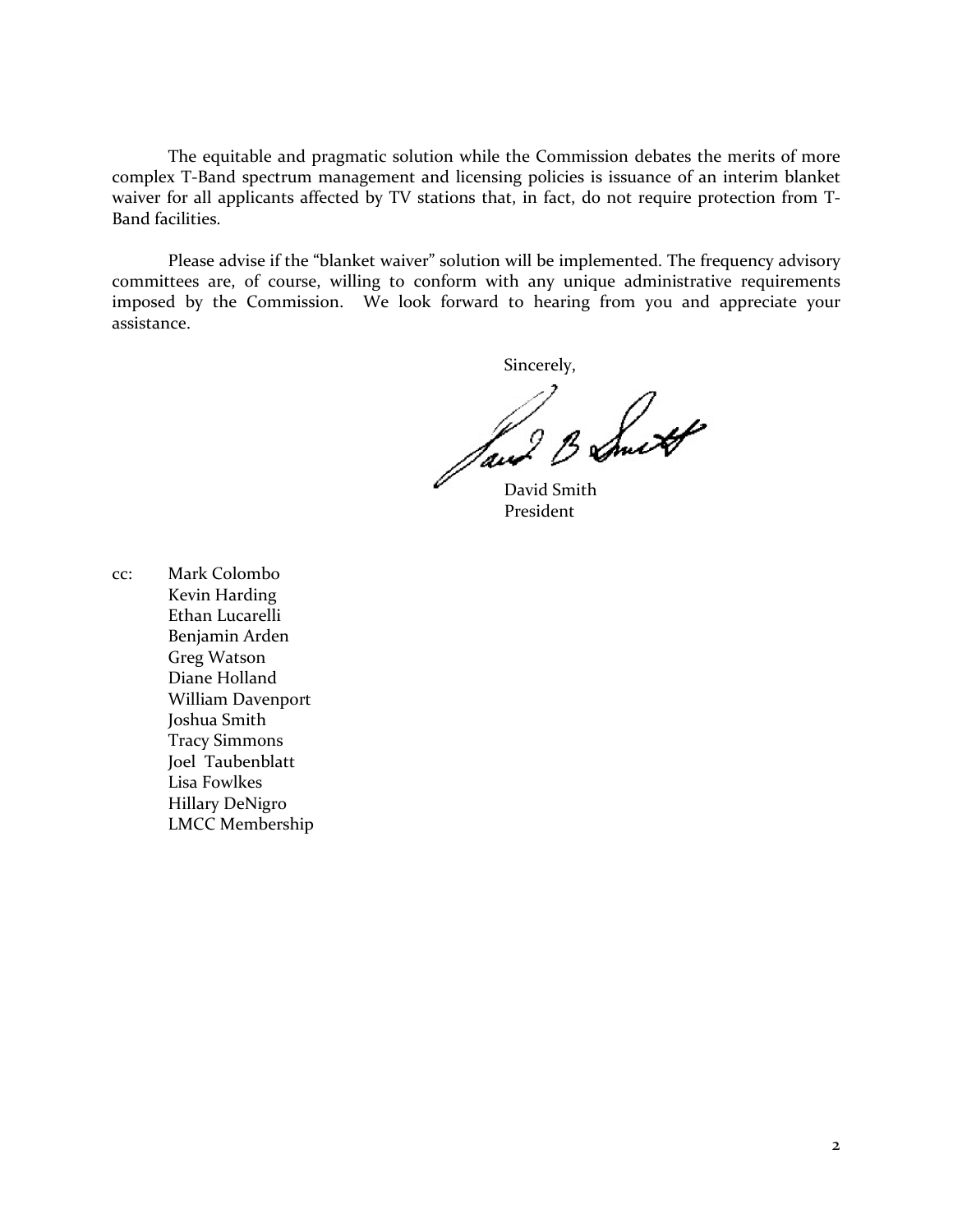The equitable and pragmatic solution while the Commission debates the merits of more complex T-Band spectrum management and licensing policies is issuance of an interim blanket waiver for all applicants affected by TV stations that, in fact, do not require protection from T-Band facilities.

Please advise if the "blanket waiver" solution will be implemented. The frequency advisory committees are, of course, willing to conform with any unique administrative requirements imposed by the Commission. We look forward to hearing from you and appreciate your assistance.

Sincerely,

David Smith
President

cc: Mark Colombo
Kevin Harding
Ethan Lucarelli
Benjamin Arden
Greg Watson
Diane Holland
William Davenport
Joshua Smith
Tracy Simmons
Joel Taubenblatt
Lisa Fowlkes
Hillary DeNigro
LMCC Membership